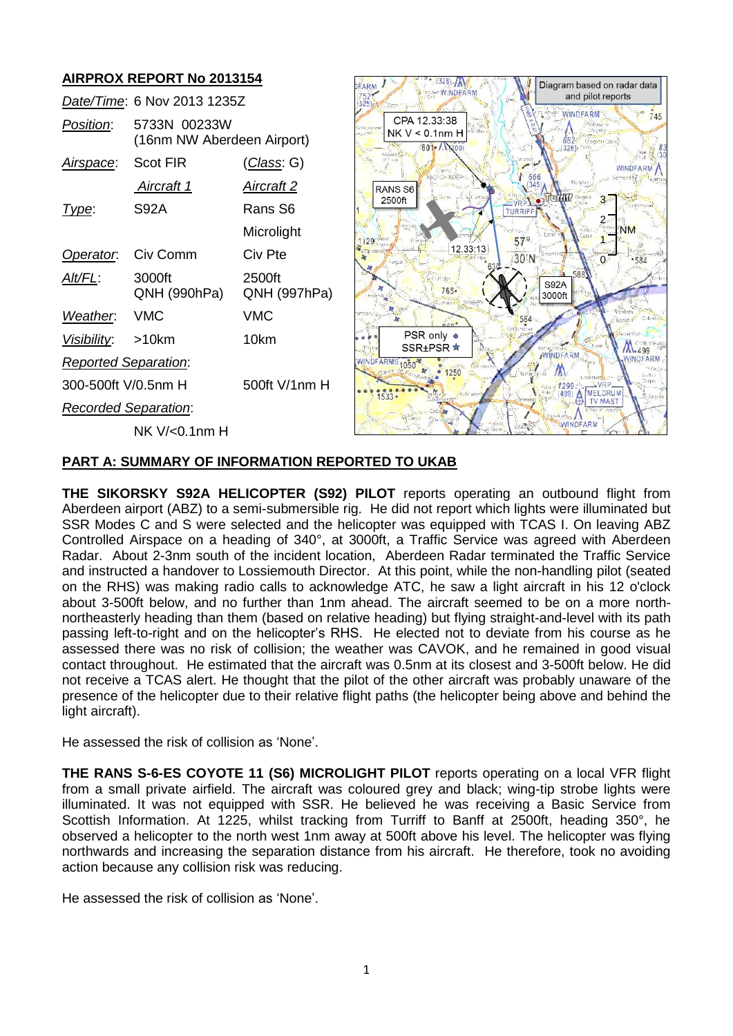## AIRPROX REPORT No 2013154

| | | |
|---|---|---|
| *Date/Time*: | 6 Nov 2013 1235Z | |
| *Position*: | 5733N 00233W (16nm NW Aberdeen Airport) | |
| *Airspace*: | Scot FIR | (*Class*: G) |
| | *Aircraft 1* | *Aircraft 2* |
| *Type*: | S92A | Rans S6 Microlight |
| *Operator*: | Civ Comm | Civ Pte |
| *Alt/FL*: | 3000ft QNH (990hPa) | 2500ft QNH (997hPa) |
| *Weather*: | VMC | VMC |
| *Visibility*: | >10km | 10km |
| *Reported Separation*: | | |
| | 300-500ft V/0.5nm H | 500ft V/1nm H |
| *Recorded Separation*: | | |
| | NK V/<0.1nm H | |

Diagram based on radar data and pilot reports

CPA 12.33:38 NK V < 0.1nm H

RANS S6 2500ft

12.33:13

S92A 3000ft

PSR only

SSR±PSR

## PART A: SUMMARY OF INFORMATION REPORTED TO UKAB

**THE SIKORSKY S92A HELICOPTER (S92) PILOT** reports operating an outbound flight from Aberdeen airport (ABZ) to a semi-submersible rig. He did not report which lights were illuminated but SSR Modes C and S were selected and the helicopter was equipped with TCAS I. On leaving ABZ Controlled Airspace on a heading of 340°, at 3000ft, a Traffic Service was agreed with Aberdeen Radar. About 2-3nm south of the incident location, Aberdeen Radar terminated the Traffic Service and instructed a handover to Lossiemouth Director. At this point, while the non-handling pilot (seated on the RHS) was making radio calls to acknowledge ATC, he saw a light aircraft in his 12 o'clock about 3-500ft below, and no further than 1nm ahead. The aircraft seemed to be on a more north-northeasterly heading than them (based on relative heading) but flying straight-and-level with its path passing left-to-right and on the helicopter's RHS. He elected not to deviate from his course as he assessed there was no risk of collision; the weather was CAVOK, and he remained in good visual contact throughout. He estimated that the aircraft was 0.5nm at its closest and 3-500ft below. He did not receive a TCAS alert. He thought that the pilot of the other aircraft was probably unaware of the presence of the helicopter due to their relative flight paths (the helicopter being above and behind the light aircraft).

He assessed the risk of collision as 'None'.

**THE RANS S-6-ES COYOTE 11 (S6) MICROLIGHT PILOT** reports operating on a local VFR flight from a small private airfield. The aircraft was coloured grey and black; wing-tip strobe lights were illuminated. It was not equipped with SSR. He believed he was receiving a Basic Service from Scottish Information. At 1225, whilst tracking from Turriff to Banff at 2500ft, heading 350°, he observed a helicopter to the north west 1nm away at 500ft above his level. The helicopter was flying northwards and increasing the separation distance from his aircraft. He therefore, took no avoiding action because any collision risk was reducing.

He assessed the risk of collision as 'None'.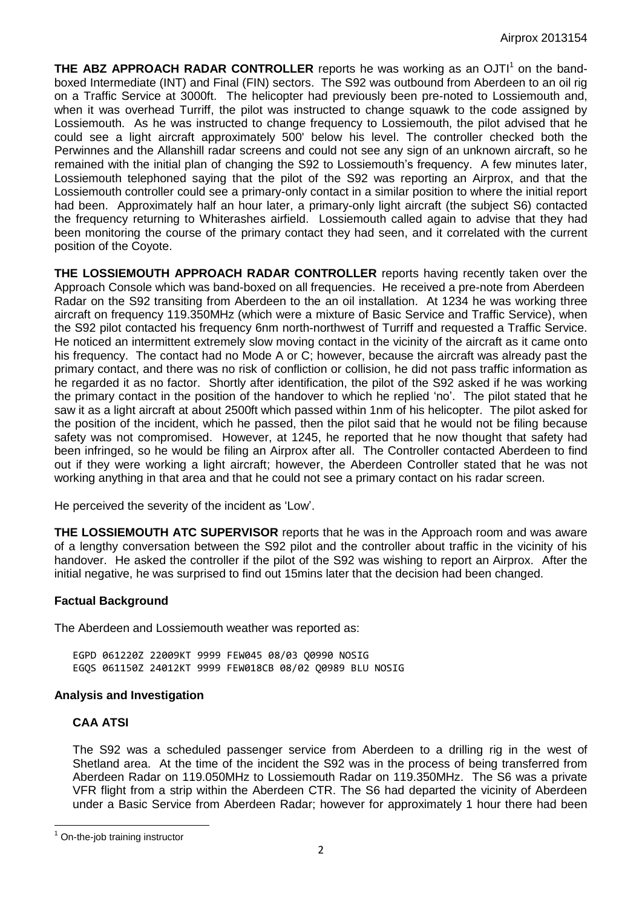**THE ABZ APPROACH RADAR CONTROLLER** reports he was working as an OJTI[1] on the band-boxed Intermediate (INT) and Final (FIN) sectors. The S92 was outbound from Aberdeen to an oil rig on a Traffic Service at 3000ft. The helicopter had previously been pre-noted to Lossiemouth and, when it was overhead Turriff, the pilot was instructed to change squawk to the code assigned by Lossiemouth. As he was instructed to change frequency to Lossiemouth, the pilot advised that he could see a light aircraft approximately 500' below his level. The controller checked both the Perwinnes and the Allanshill radar screens and could not see any sign of an unknown aircraft, so he remained with the initial plan of changing the S92 to Lossiemouth's frequency. A few minutes later, Lossiemouth telephoned saying that the pilot of the S92 was reporting an Airprox, and that the Lossiemouth controller could see a primary-only contact in a similar position to where the initial report had been. Approximately half an hour later, a primary-only light aircraft (the subject S6) contacted the frequency returning to Whiterashes airfield. Lossiemouth called again to advise that they had been monitoring the course of the primary contact they had seen, and it correlated with the current position of the Coyote.

**THE LOSSIEMOUTH APPROACH RADAR CONTROLLER** reports having recently taken over the Approach Console which was band-boxed on all frequencies. He received a pre-note from Aberdeen Radar on the S92 transiting from Aberdeen to the an oil installation. At 1234 he was working three aircraft on frequency 119.350MHz (which were a mixture of Basic Service and Traffic Service), when the S92 pilot contacted his frequency 6nm north-northwest of Turriff and requested a Traffic Service. He noticed an intermittent extremely slow moving contact in the vicinity of the aircraft as it came onto his frequency. The contact had no Mode A or C; however, because the aircraft was already past the primary contact, and there was no risk of confliction or collision, he did not pass traffic information as he regarded it as no factor. Shortly after identification, the pilot of the S92 asked if he was working the primary contact in the position of the handover to which he replied 'no'. The pilot stated that he saw it as a light aircraft at about 2500ft which passed within 1nm of his helicopter. The pilot asked for the position of the incident, which he passed, then the pilot said that he would not be filing because safety was not compromised. However, at 1245, he reported that he now thought that safety had been infringed, so he would be filing an Airprox after all. The Controller contacted Aberdeen to find out if they were working a light aircraft; however, the Aberdeen Controller stated that he was not working anything in that area and that he could not see a primary contact on his radar screen.

He perceived the severity of the incident as 'Low'.

**THE LOSSIEMOUTH ATC SUPERVISOR** reports that he was in the Approach room and was aware of a lengthy conversation between the S92 pilot and the controller about traffic in the vicinity of his handover. He asked the controller if the pilot of the S92 was wishing to report an Airprox. After the initial negative, he was surprised to find out 15mins later that the decision had been changed.

### Factual Background

The Aberdeen and Lossiemouth weather was reported as:

```
EGPD 061220Z 22009KT 9999 FEW045 08/03 Q0990 NOSIG
EGQS 061150Z 24012KT 9999 FEW018CB 08/02 Q0989 BLU NOSIG
```

### Analysis and Investigation

#### CAA ATSI

The S92 was a scheduled passenger service from Aberdeen to a drilling rig in the west of Shetland area. At the time of the incident the S92 was in the process of being transferred from Aberdeen Radar on 119.050MHz to Lossiemouth Radar on 119.350MHz. The S6 was a private VFR flight from a strip within the Aberdeen CTR. The S6 had departed the vicinity of Aberdeen under a Basic Service from Aberdeen Radar; however for approximately 1 hour there had been

[1] On-the-job training instructor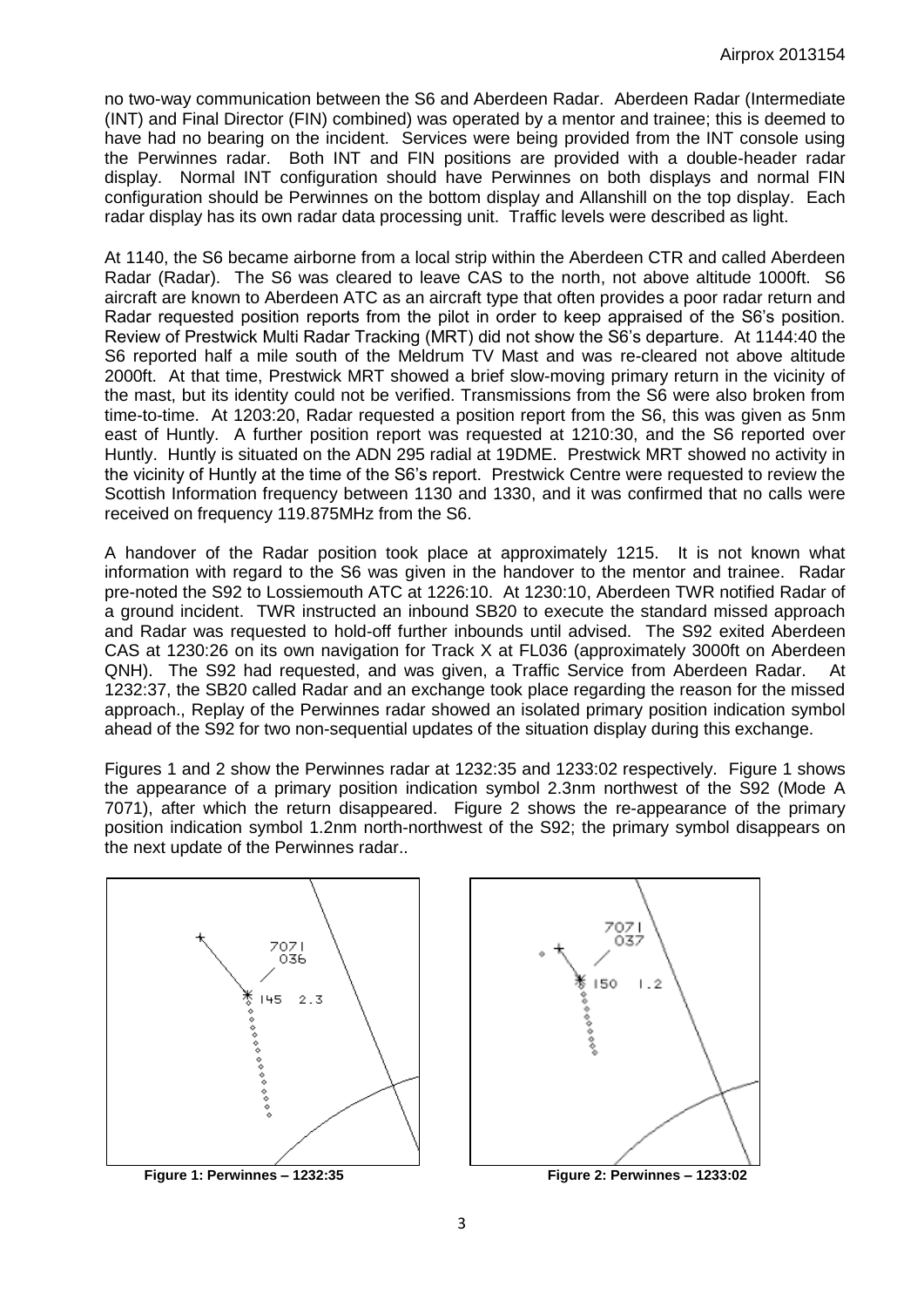no two-way communication between the S6 and Aberdeen Radar. Aberdeen Radar (Intermediate (INT) and Final Director (FIN) combined) was operated by a mentor and trainee; this is deemed to have had no bearing on the incident. Services were being provided from the INT console using the Perwinnes radar. Both INT and FIN positions are provided with a double-header radar display. Normal INT configuration should have Perwinnes on both displays and normal FIN configuration should be Perwinnes on the bottom display and Allanshill on the top display. Each radar display has its own radar data processing unit. Traffic levels were described as light.

At 1140, the S6 became airborne from a local strip within the Aberdeen CTR and called Aberdeen Radar (Radar). The S6 was cleared to leave CAS to the north, not above altitude 1000ft. S6 aircraft are known to Aberdeen ATC as an aircraft type that often provides a poor radar return and Radar requested position reports from the pilot in order to keep appraised of the S6's position. Review of Prestwick Multi Radar Tracking (MRT) did not show the S6's departure. At 1144:40 the S6 reported half a mile south of the Meldrum TV Mast and was re-cleared not above altitude 2000ft. At that time, Prestwick MRT showed a brief slow-moving primary return in the vicinity of the mast, but its identity could not be verified. Transmissions from the S6 were also broken from time-to-time. At 1203:20, Radar requested a position report from the S6, this was given as 5nm east of Huntly. A further position report was requested at 1210:30, and the S6 reported over Huntly. Huntly is situated on the ADN 295 radial at 19DME. Prestwick MRT showed no activity in the vicinity of Huntly at the time of the S6's report. Prestwick Centre were requested to review the Scottish Information frequency between 1130 and 1330, and it was confirmed that no calls were received on frequency 119.875MHz from the S6.

A handover of the Radar position took place at approximately 1215. It is not known what information with regard to the S6 was given in the handover to the mentor and trainee. Radar pre-noted the S92 to Lossiemouth ATC at 1226:10. At 1230:10, Aberdeen TWR notified Radar of a ground incident. TWR instructed an inbound SB20 to execute the standard missed approach and Radar was requested to hold-off further inbounds until advised. The S92 exited Aberdeen CAS at 1230:26 on its own navigation for Track X at FL036 (approximately 3000ft on Aberdeen QNH). The S92 had requested, and was given, a Traffic Service from Aberdeen Radar. At 1232:37, the SB20 called Radar and an exchange took place regarding the reason for the missed approach., Replay of the Perwinnes radar showed an isolated primary position indication symbol ahead of the S92 for two non-sequential updates of the situation display during this exchange.

Figures 1 and 2 show the Perwinnes radar at 1232:35 and 1233:02 respectively. Figure 1 shows the appearance of a primary position indication symbol 2.3nm northwest of the S92 (Mode A 7071), after which the return disappeared. Figure 2 shows the re-appearance of the primary position indication symbol 1.2nm north-northwest of the S92; the primary symbol disappears on the next update of the Perwinnes radar..

**Figure 1: Perwinnes – 1232:35**

**Figure 2: Perwinnes – 1233:02**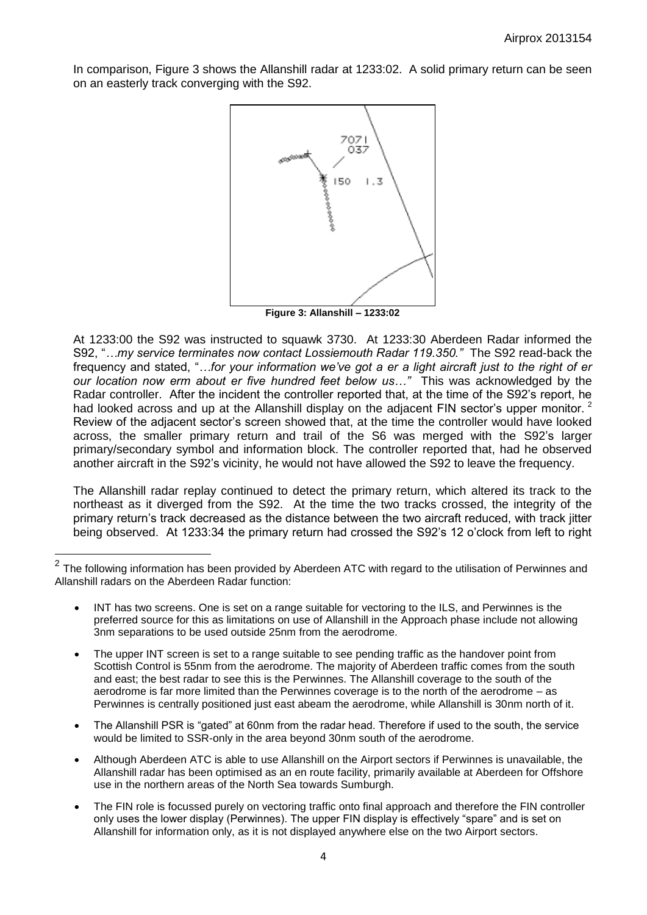In comparison, Figure 3 shows the Allanshill radar at 1233:02. A solid primary return can be seen on an easterly track converging with the S92.

**Figure 3: Allanshill – 1233:02**

At 1233:00 the S92 was instructed to squawk 3730. At 1233:30 Aberdeen Radar informed the S92, "*…my service terminates now contact Lossiemouth Radar 119.350.*" The S92 read-back the frequency and stated, "*…for your information we've got a er a light aircraft just to the right of er our location now erm about er five hundred feet below us…*" This was acknowledged by the Radar controller. After the incident the controller reported that, at the time of the S92's report, he had looked across and up at the Allanshill display on the adjacent FIN sector's upper monitor. [2] Review of the adjacent sector's screen showed that, at the time the controller would have looked across, the smaller primary return and trail of the S6 was merged with the S92's larger primary/secondary symbol and information block. The controller reported that, had he observed another aircraft in the S92's vicinity, he would not have allowed the S92 to leave the frequency.

The Allanshill radar replay continued to detect the primary return, which altered its track to the northeast as it diverged from the S92. At the time the two tracks crossed, the integrity of the primary return's track decreased as the distance between the two aircraft reduced, with track jitter being observed. At 1233:34 the primary return had crossed the S92's 12 o'clock from left to right

---

[2] The following information has been provided by Aberdeen ATC with regard to the utilisation of Perwinnes and Allanshill radars on the Aberdeen Radar function:

- INT has two screens. One is set on a range suitable for vectoring to the ILS, and Perwinnes is the preferred source for this as limitations on use of Allanshill in the Approach phase include not allowing 3nm separations to be used outside 25nm from the aerodrome.
- The upper INT screen is set to a range suitable to see pending traffic as the handover point from Scottish Control is 55nm from the aerodrome. The majority of Aberdeen traffic comes from the south and east; the best radar to see this is the Perwinnes. The Allanshill coverage to the south of the aerodrome is far more limited than the Perwinnes coverage is to the north of the aerodrome – as Perwinnes is centrally positioned just east abeam the aerodrome, while Allanshill is 30nm north of it.
- The Allanshill PSR is "gated" at 60nm from the radar head. Therefore if used to the south, the service would be limited to SSR-only in the area beyond 30nm south of the aerodrome.
- Although Aberdeen ATC is able to use Allanshill on the Airport sectors if Perwinnes is unavailable, the Allanshill radar has been optimised as an en route facility, primarily available at Aberdeen for Offshore use in the northern areas of the North Sea towards Sumburgh.
- The FIN role is focussed purely on vectoring traffic onto final approach and therefore the FIN controller only uses the lower display (Perwinnes). The upper FIN display is effectively "spare" and is set on Allanshill for information only, as it is not displayed anywhere else on the two Airport sectors.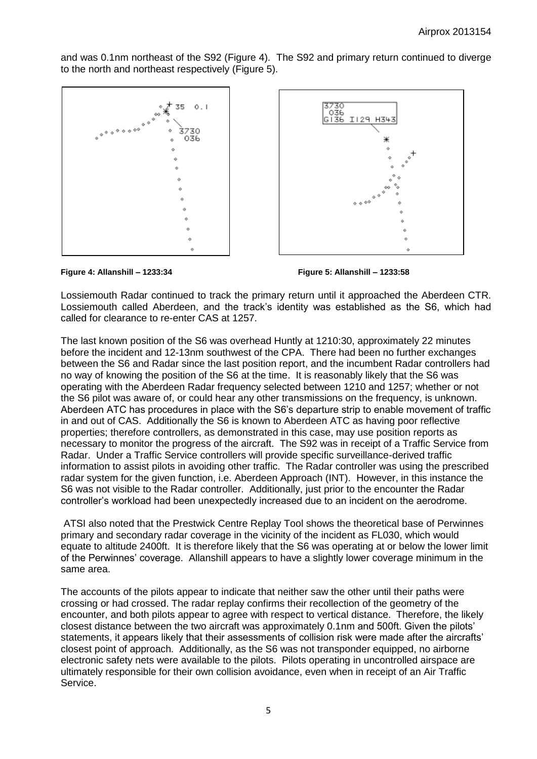and was 0.1nm northeast of the S92 (Figure 4). The S92 and primary return continued to diverge to the north and northeast respectively (Figure 5).

**Figure 4: Allanshill – 1233:34** **Figure 5: Allanshill – 1233:58**

Lossiemouth Radar continued to track the primary return until it approached the Aberdeen CTR. Lossiemouth called Aberdeen, and the track's identity was established as the S6, which had called for clearance to re-enter CAS at 1257.

The last known position of the S6 was overhead Huntly at 1210:30, approximately 22 minutes before the incident and 12-13nm southwest of the CPA. There had been no further exchanges between the S6 and Radar since the last position report, and the incumbent Radar controllers had no way of knowing the position of the S6 at the time. It is reasonably likely that the S6 was operating with the Aberdeen Radar frequency selected between 1210 and 1257; whether or not the S6 pilot was aware of, or could hear any other transmissions on the frequency, is unknown. Aberdeen ATC has procedures in place with the S6's departure strip to enable movement of traffic in and out of CAS. Additionally the S6 is known to Aberdeen ATC as having poor reflective properties; therefore controllers, as demonstrated in this case, may use position reports as necessary to monitor the progress of the aircraft. The S92 was in receipt of a Traffic Service from Radar. Under a Traffic Service controllers will provide specific surveillance-derived traffic information to assist pilots in avoiding other traffic. The Radar controller was using the prescribed radar system for the given function, i.e. Aberdeen Approach (INT). However, in this instance the S6 was not visible to the Radar controller. Additionally, just prior to the encounter the Radar controller's workload had been unexpectedly increased due to an incident on the aerodrome.

ATSI also noted that the Prestwick Centre Replay Tool shows the theoretical base of Perwinnes primary and secondary radar coverage in the vicinity of the incident as FL030, which would equate to altitude 2400ft. It is therefore likely that the S6 was operating at or below the lower limit of the Perwinnes' coverage. Allanshill appears to have a slightly lower coverage minimum in the same area.

The accounts of the pilots appear to indicate that neither saw the other until their paths were crossing or had crossed. The radar replay confirms their recollection of the geometry of the encounter, and both pilots appear to agree with respect to vertical distance. Therefore, the likely closest distance between the two aircraft was approximately 0.1nm and 500ft. Given the pilots' statements, it appears likely that their assessments of collision risk were made after the aircrafts' closest point of approach. Additionally, as the S6 was not transponder equipped, no airborne electronic safety nets were available to the pilots. Pilots operating in uncontrolled airspace are ultimately responsible for their own collision avoidance, even when in receipt of an Air Traffic Service.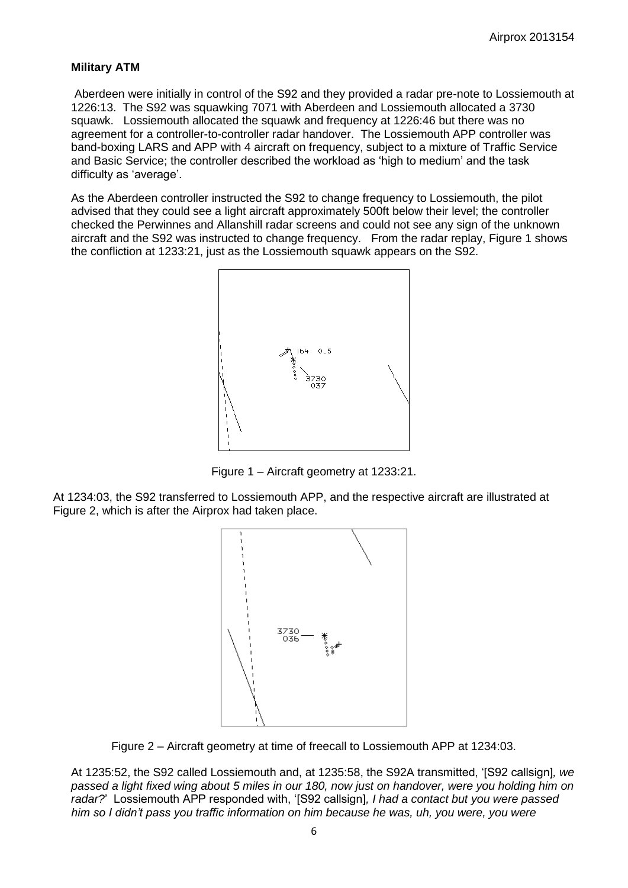**Military ATM**

Aberdeen were initially in control of the S92 and they provided a radar pre-note to Lossiemouth at 1226:13. The S92 was squawking 7071 with Aberdeen and Lossiemouth allocated a 3730 squawk. Lossiemouth allocated the squawk and frequency at 1226:46 but there was no agreement for a controller-to-controller radar handover. The Lossiemouth APP controller was band-boxing LARS and APP with 4 aircraft on frequency, subject to a mixture of Traffic Service and Basic Service; the controller described the workload as 'high to medium' and the task difficulty as 'average'.

As the Aberdeen controller instructed the S92 to change frequency to Lossiemouth, the pilot advised that they could see a light aircraft approximately 500ft below their level; the controller checked the Perwinnes and Allanshill radar screens and could not see any sign of the unknown aircraft and the S92 was instructed to change frequency. From the radar replay, Figure 1 shows the confliction at 1233:21, just as the Lossiemouth squawk appears on the S92.

Figure 1 – Aircraft geometry at 1233:21.

At 1234:03, the S92 transferred to Lossiemouth APP, and the respective aircraft are illustrated at Figure 2, which is after the Airprox had taken place.

Figure 2 – Aircraft geometry at time of freecall to Lossiemouth APP at 1234:03.

At 1235:52, the S92 called Lossiemouth and, at 1235:58, the S92A transmitted, '[S92 callsign]*, we passed a light fixed wing about 5 miles in our 180, now just on handover, were you holding him on radar?*' Lossiemouth APP responded with, '[S92 callsign]*, I had a contact but you were passed him so I didn't pass you traffic information on him because he was, uh, you were, you were*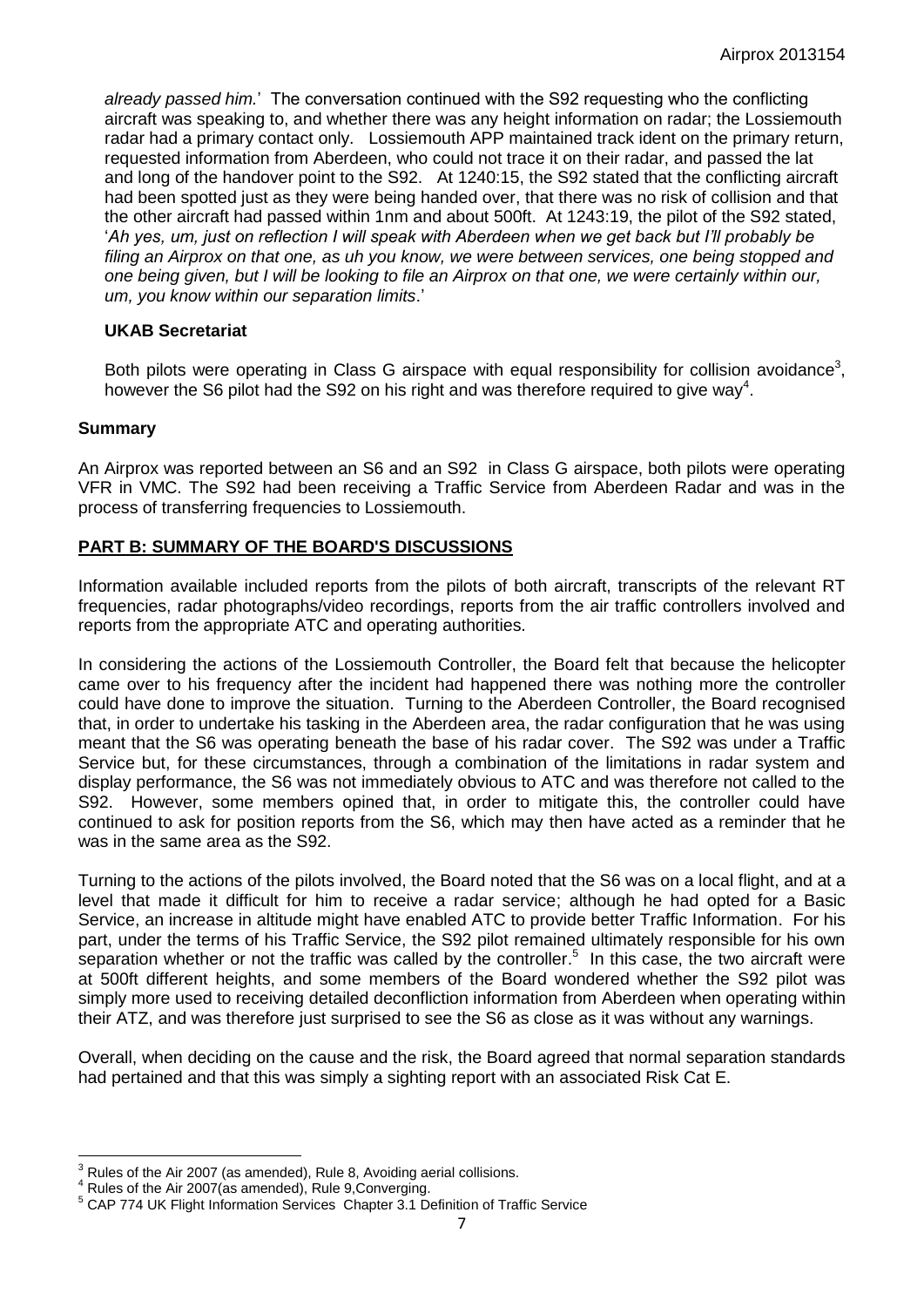*already passed him.*' The conversation continued with the S92 requesting who the conflicting aircraft was speaking to, and whether there was any height information on radar; the Lossiemouth radar had a primary contact only. Lossiemouth APP maintained track ident on the primary return, requested information from Aberdeen, who could not trace it on their radar, and passed the lat and long of the handover point to the S92. At 1240:15, the S92 stated that the conflicting aircraft had been spotted just as they were being handed over, that there was no risk of collision and that the other aircraft had passed within 1nm and about 500ft. At 1243:19, the pilot of the S92 stated, '*Ah yes, um, just on reflection I will speak with Aberdeen when we get back but I'll probably be filing an Airprox on that one, as uh you know, we were between services, one being stopped and one being given, but I will be looking to file an Airprox on that one, we were certainly within our, um, you know within our separation limits*.'

### UKAB Secretariat

Both pilots were operating in Class G airspace with equal responsibility for collision avoidance[3], however the S6 pilot had the S92 on his right and was therefore required to give way[4].

## Summary

An Airprox was reported between an S6 and an S92 in Class G airspace, both pilots were operating VFR in VMC. The S92 had been receiving a Traffic Service from Aberdeen Radar and was in the process of transferring frequencies to Lossiemouth.

## PART B: SUMMARY OF THE BOARD'S DISCUSSIONS

Information available included reports from the pilots of both aircraft, transcripts of the relevant RT frequencies, radar photographs/video recordings, reports from the air traffic controllers involved and reports from the appropriate ATC and operating authorities.

In considering the actions of the Lossiemouth Controller, the Board felt that because the helicopter came over to his frequency after the incident had happened there was nothing more the controller could have done to improve the situation. Turning to the Aberdeen Controller, the Board recognised that, in order to undertake his tasking in the Aberdeen area, the radar configuration that he was using meant that the S6 was operating beneath the base of his radar cover. The S92 was under a Traffic Service but, for these circumstances, through a combination of the limitations in radar system and display performance, the S6 was not immediately obvious to ATC and was therefore not called to the S92. However, some members opined that, in order to mitigate this, the controller could have continued to ask for position reports from the S6, which may then have acted as a reminder that he was in the same area as the S92.

Turning to the actions of the pilots involved, the Board noted that the S6 was on a local flight, and at a level that made it difficult for him to receive a radar service; although he had opted for a Basic Service, an increase in altitude might have enabled ATC to provide better Traffic Information. For his part, under the terms of his Traffic Service, the S92 pilot remained ultimately responsible for his own separation whether or not the traffic was called by the controller.[5] In this case, the two aircraft were at 500ft different heights, and some members of the Board wondered whether the S92 pilot was simply more used to receiving detailed deconfliction information from Aberdeen when operating within their ATZ, and was therefore just surprised to see the S6 as close as it was without any warnings.

Overall, when deciding on the cause and the risk, the Board agreed that normal separation standards had pertained and that this was simply a sighting report with an associated Risk Cat E.

---

[3] Rules of the Air 2007 (as amended), Rule 8, Avoiding aerial collisions.
[4] Rules of the Air 2007(as amended), Rule 9,Converging.
[5] CAP 774 UK Flight Information Services Chapter 3.1 Definition of Traffic Service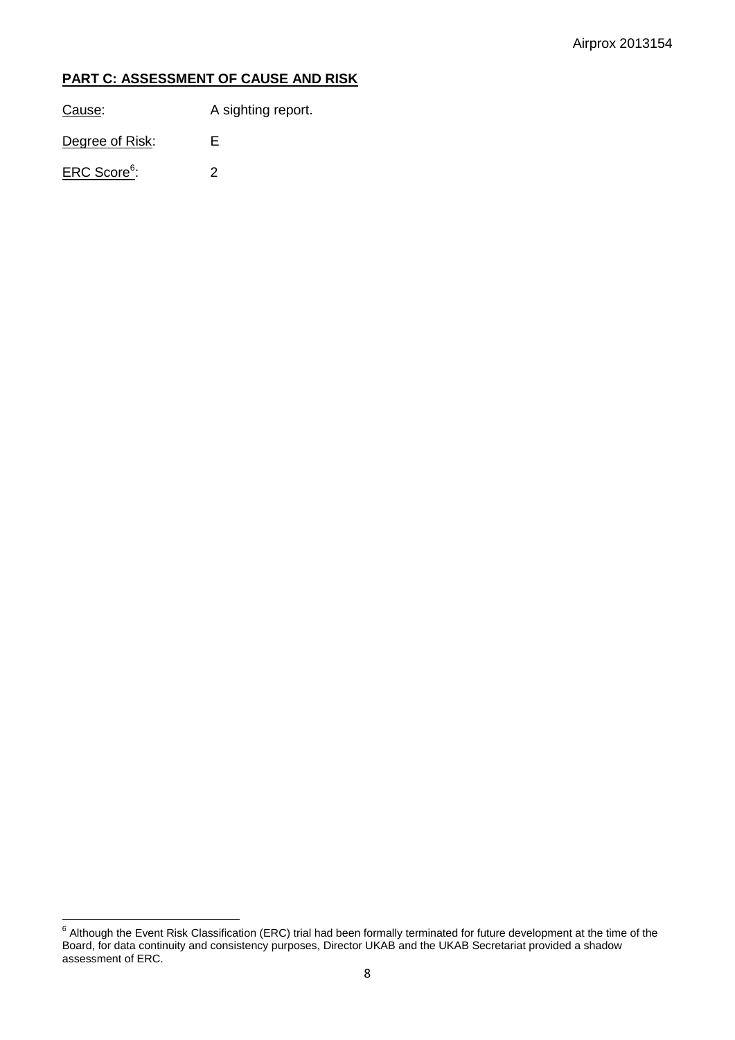## PART C: ASSESSMENT OF CAUSE AND RISK

Cause: A sighting report.

Degree of Risk: E

ERC Score[6]: 2

[6] Although the Event Risk Classification (ERC) trial had been formally terminated for future development at the time of the Board, for data continuity and consistency purposes, Director UKAB and the UKAB Secretariat provided a shadow assessment of ERC.